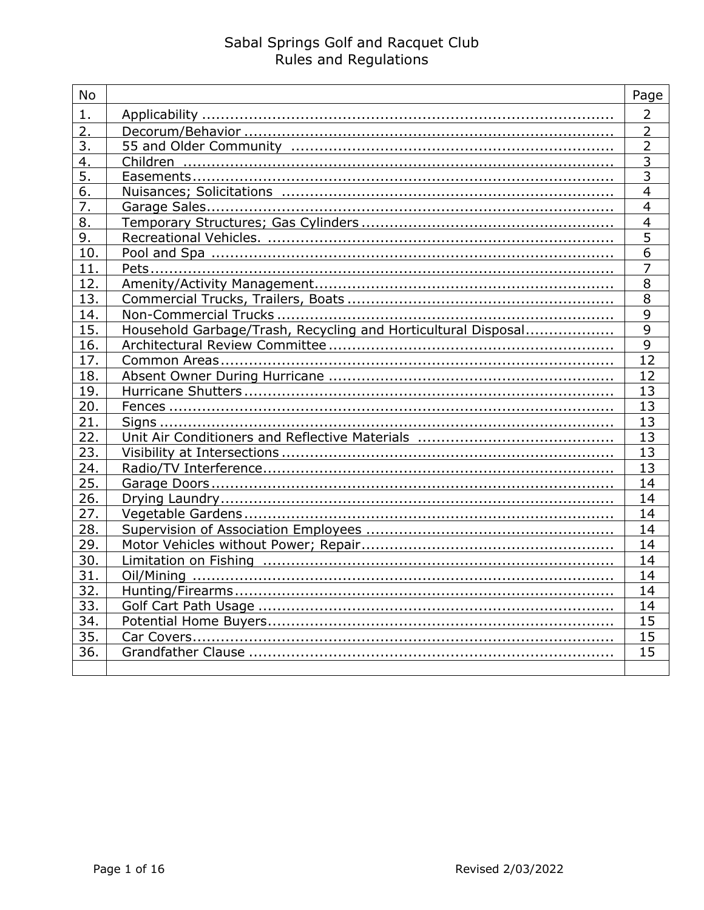# Sabal Springs Golf and Racquet Club
## Rules and Regulations

| No | | Page |
|---|---|---|
| 1. | Applicability .......................................................................................... | 2 |
| 2. | Decorum/Behavior ................................................................................ | 2 |
| 3. | 55 and Older Community ...................................................................... | 2 |
| 4. | Children ................................................................................................ | 3 |
| 5. | Easements............................................................................................. | 3 |
| 6. | Nuisances; Solicitations ........................................................................ | 4 |
| 7. | Garage Sales.......................................................................................... | 4 |
| 8. | Temporary Structures; Gas Cylinders ..................................................... | 4 |
| 9. | Recreational Vehicles. ........................................................................... | 5 |
| 10. | Pool and Spa ......................................................................................... | 6 |
| 11. | Pets........................................................................................................ | 7 |
| 12. | Amenity/Activity Management................................................................ | 8 |
| 13. | Commercial Trucks, Trailers, Boats ........................................................ | 8 |
| 14. | Non-Commercial Trucks ......................................................................... | 9 |
| 15. | Household Garbage/Trash, Recycling and Horticultural Disposal................... | 9 |
| 16. | Architectural Review Committee ............................................................. | 9 |
| 17. | Common Areas....................................................................................... | 12 |
| 18. | Absent Owner During Hurricane ............................................................. | 12 |
| 19. | Hurricane Shutters ................................................................................. | 13 |
| 20. | Fences ................................................................................................... | 13 |
| 21. | Signs ..................................................................................................... | 13 |
| 22. | Unit Air Conditioners and Reflective Materials ......................................... | 13 |
| 23. | Visibility at Intersections ....................................................................... | 13 |
| 24. | Radio/TV Interference............................................................................ | 13 |
| 25. | Garage Doors ......................................................................................... | 14 |
| 26. | Drying Laundry....................................................................................... | 14 |
| 27. | Vegetable Gardens ................................................................................. | 14 |
| 28. | Supervision of Association Employees .................................................... | 14 |
| 29. | Motor Vehicles without Power; Repair...................................................... | 14 |
| 30. | Limitation on Fishing ............................................................................. | 14 |
| 31. | Oil/Mining ............................................................................................. | 14 |
| 32. | Hunting/Firearms................................................................................... | 14 |
| 33. | Golf Cart Path Usage ............................................................................. | 14 |
| 34. | Potential Home Buyers........................................................................... | 15 |
| 35. | Car Covers............................................................................................. | 15 |
| 36. | Grandfather Clause ................................................................................ | 15 |
| | | |

Revised 2/03/2022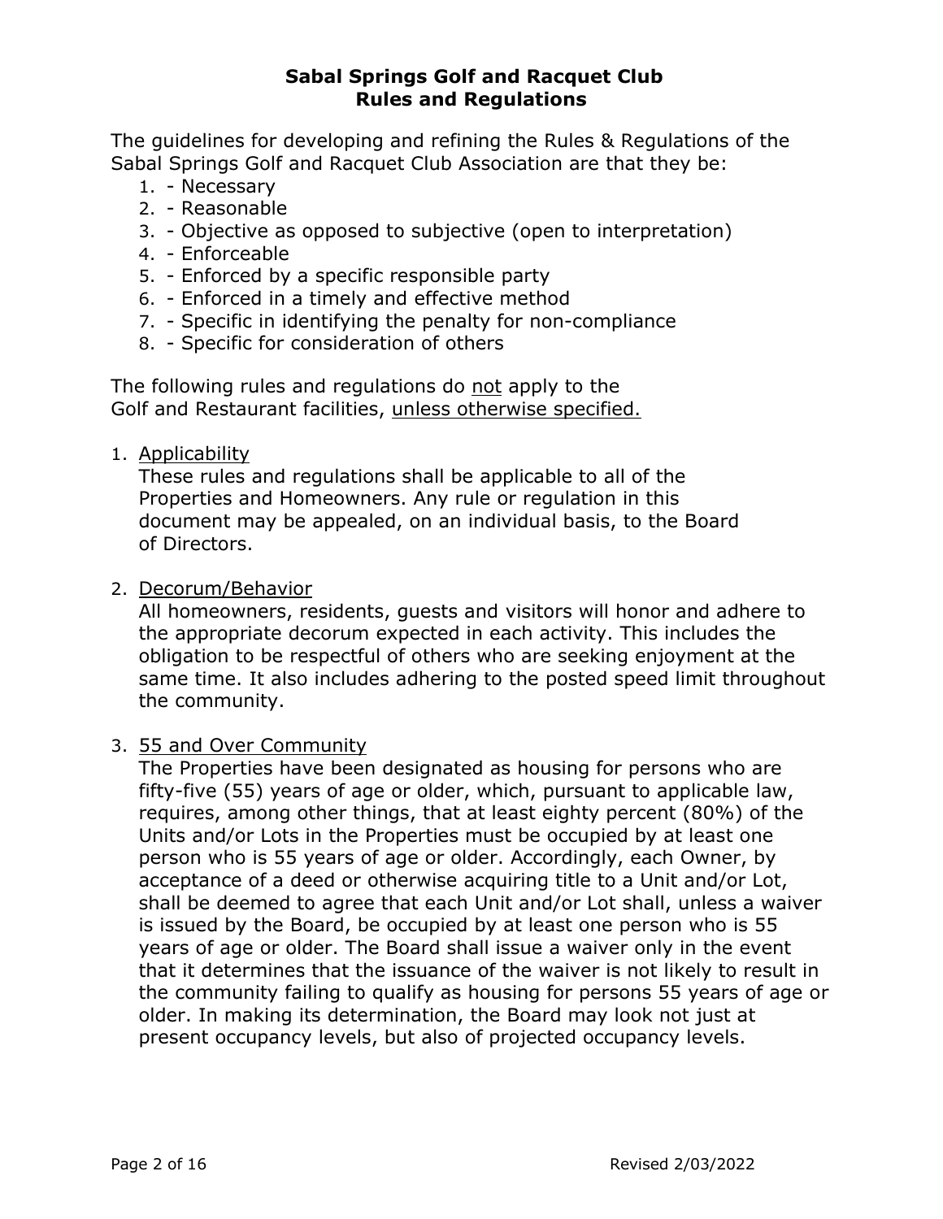# Sabal Springs Golf and Racquet Club
## Rules and Regulations

The guidelines for developing and refining the Rules & Regulations of the Sabal Springs Golf and Racquet Club Association are that they be:

1. - Necessary
2. - Reasonable
3. - Objective as opposed to subjective (open to interpretation)
4. - Enforceable
5. - Enforced by a specific responsible party
6. - Enforced in a timely and effective method
7. - Specific in identifying the penalty for non-compliance
8. - Specific for consideration of others

The following rules and regulations do <u>not</u> apply to the Golf and Restaurant facilities, <u>unless otherwise specified.</u>

1. <u>Applicability</u>
   These rules and regulations shall be applicable to all of the Properties and Homeowners. Any rule or regulation in this document may be appealed, on an individual basis, to the Board of Directors.

2. <u>Decorum/Behavior</u>
   All homeowners, residents, guests and visitors will honor and adhere to the appropriate decorum expected in each activity. This includes the obligation to be respectful of others who are seeking enjoyment at the same time. It also includes adhering to the posted speed limit throughout the community.

3. <u>55 and Over Community</u>
   The Properties have been designated as housing for persons who are fifty-five (55) years of age or older, which, pursuant to applicable law, requires, among other things, that at least eighty percent (80%) of the Units and/or Lots in the Properties must be occupied by at least one person who is 55 years of age or older. Accordingly, each Owner, by acceptance of a deed or otherwise acquiring title to a Unit and/or Lot, shall be deemed to agree that each Unit and/or Lot shall, unless a waiver is issued by the Board, be occupied by at least one person who is 55 years of age or older. The Board shall issue a waiver only in the event that it determines that the issuance of the waiver is not likely to result in the community failing to qualify as housing for persons 55 years of age or older. In making its determination, the Board may look not just at present occupancy levels, but also of projected occupancy levels.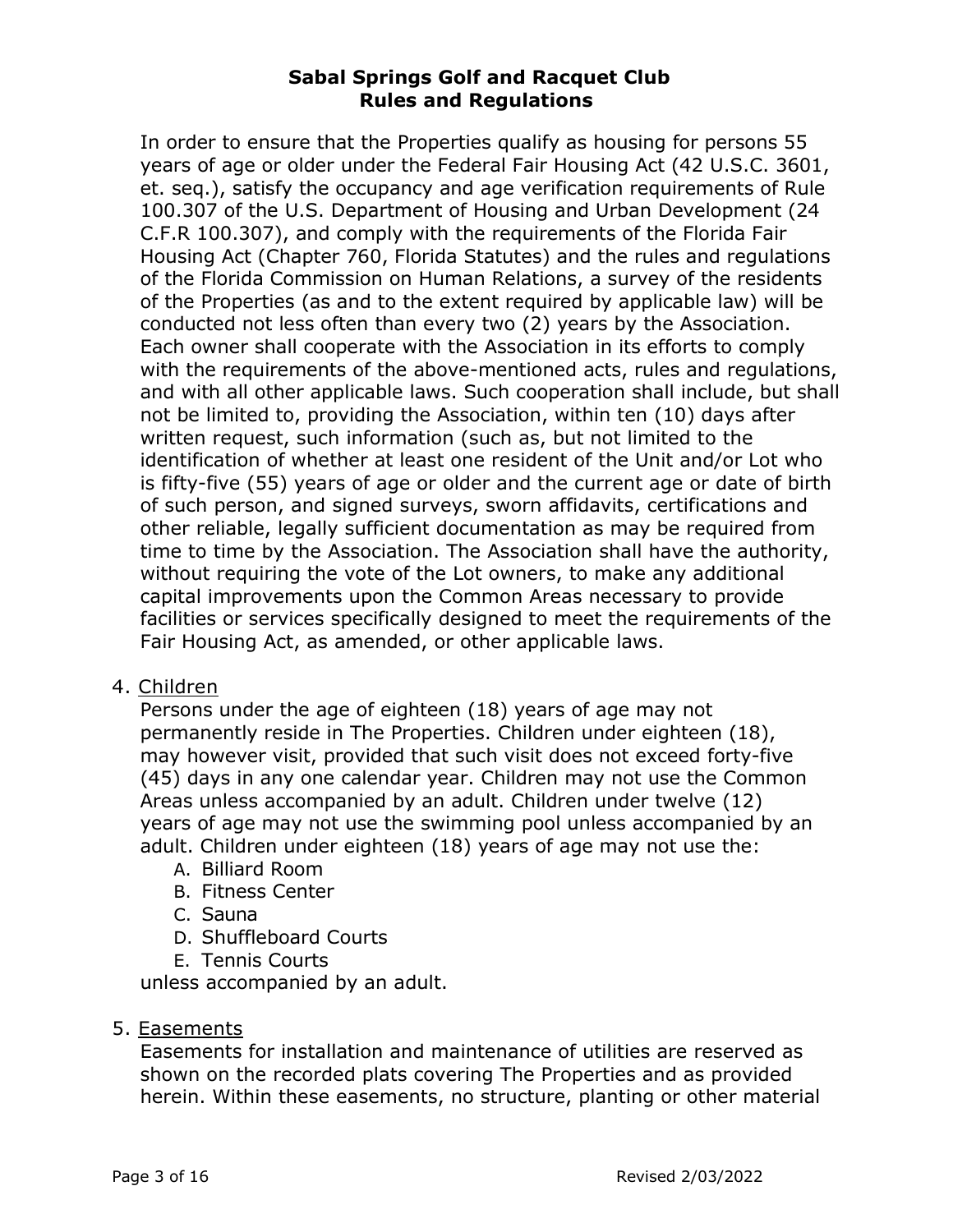In order to ensure that the Properties qualify as housing for persons 55 years of age or older under the Federal Fair Housing Act (42 U.S.C. 3601, et. seq.), satisfy the occupancy and age verification requirements of Rule 100.307 of the U.S. Department of Housing and Urban Development (24 C.F.R 100.307), and comply with the requirements of the Florida Fair Housing Act (Chapter 760, Florida Statutes) and the rules and regulations of the Florida Commission on Human Relations, a survey of the residents of the Properties (as and to the extent required by applicable law) will be conducted not less often than every two (2) years by the Association. Each owner shall cooperate with the Association in its efforts to comply with the requirements of the above-mentioned acts, rules and regulations, and with all other applicable laws. Such cooperation shall include, but shall not be limited to, providing the Association, within ten (10) days after written request, such information (such as, but not limited to the identification of whether at least one resident of the Unit and/or Lot who is fifty-five (55) years of age or older and the current age or date of birth of such person, and signed surveys, sworn affidavits, certifications and other reliable, legally sufficient documentation as may be required from time to time by the Association. The Association shall have the authority, without requiring the vote of the Lot owners, to make any additional capital improvements upon the Common Areas necessary to provide facilities or services specifically designed to meet the requirements of the Fair Housing Act, as amended, or other applicable laws.

4. <u>Children</u>

   Persons under the age of eighteen (18) years of age may not permanently reside in The Properties. Children under eighteen (18), may however visit, provided that such visit does not exceed forty-five (45) days in any one calendar year. Children may not use the Common Areas unless accompanied by an adult. Children under twelve (12) years of age may not use the swimming pool unless accompanied by an adult. Children under eighteen (18) years of age may not use the:

   A. Billiard Room
   B. Fitness Center
   C. Sauna
   D. Shuffleboard Courts
   E. Tennis Courts

   unless accompanied by an adult.

5. <u>Easements</u>

   Easements for installation and maintenance of utilities are reserved as shown on the recorded plats covering The Properties and as provided herein. Within these easements, no structure, planting or other material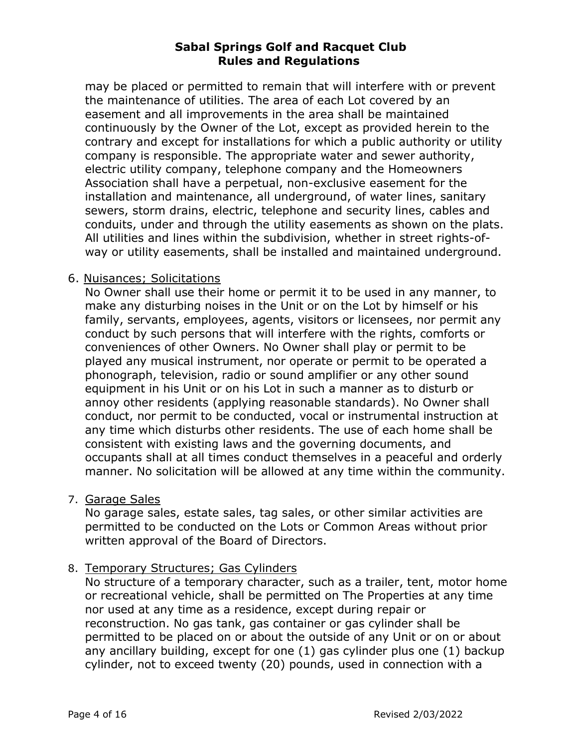may be placed or permitted to remain that will interfere with or prevent the maintenance of utilities. The area of each Lot covered by an easement and all improvements in the area shall be maintained continuously by the Owner of the Lot, except as provided herein to the contrary and except for installations for which a public authority or utility company is responsible. The appropriate water and sewer authority, electric utility company, telephone company and the Homeowners Association shall have a perpetual, non-exclusive easement for the installation and maintenance, all underground, of water lines, sanitary sewers, storm drains, electric, telephone and security lines, cables and conduits, under and through the utility easements as shown on the plats. All utilities and lines within the subdivision, whether in street rights-of-way or utility easements, shall be installed and maintained underground.

6. <u>Nuisances; Solicitations</u>

   No Owner shall use their home or permit it to be used in any manner, to make any disturbing noises in the Unit or on the Lot by himself or his family, servants, employees, agents, visitors or licensees, nor permit any conduct by such persons that will interfere with the rights, comforts or conveniences of other Owners. No Owner shall play or permit to be played any musical instrument, nor operate or permit to be operated a phonograph, television, radio or sound amplifier or any other sound equipment in his Unit or on his Lot in such a manner as to disturb or annoy other residents (applying reasonable standards). No Owner shall conduct, nor permit to be conducted, vocal or instrumental instruction at any time which disturbs other residents. The use of each home shall be consistent with existing laws and the governing documents, and occupants shall at all times conduct themselves in a peaceful and orderly manner. No solicitation will be allowed at any time within the community.

7. <u>Garage Sales</u>

   No garage sales, estate sales, tag sales, or other similar activities are permitted to be conducted on the Lots or Common Areas without prior written approval of the Board of Directors.

8. <u>Temporary Structures; Gas Cylinders</u>

   No structure of a temporary character, such as a trailer, tent, motor home or recreational vehicle, shall be permitted on The Properties at any time nor used at any time as a residence, except during repair or reconstruction. No gas tank, gas container or gas cylinder shall be permitted to be placed on or about the outside of any Unit or on or about any ancillary building, except for one (1) gas cylinder plus one (1) backup cylinder, not to exceed twenty (20) pounds, used in connection with a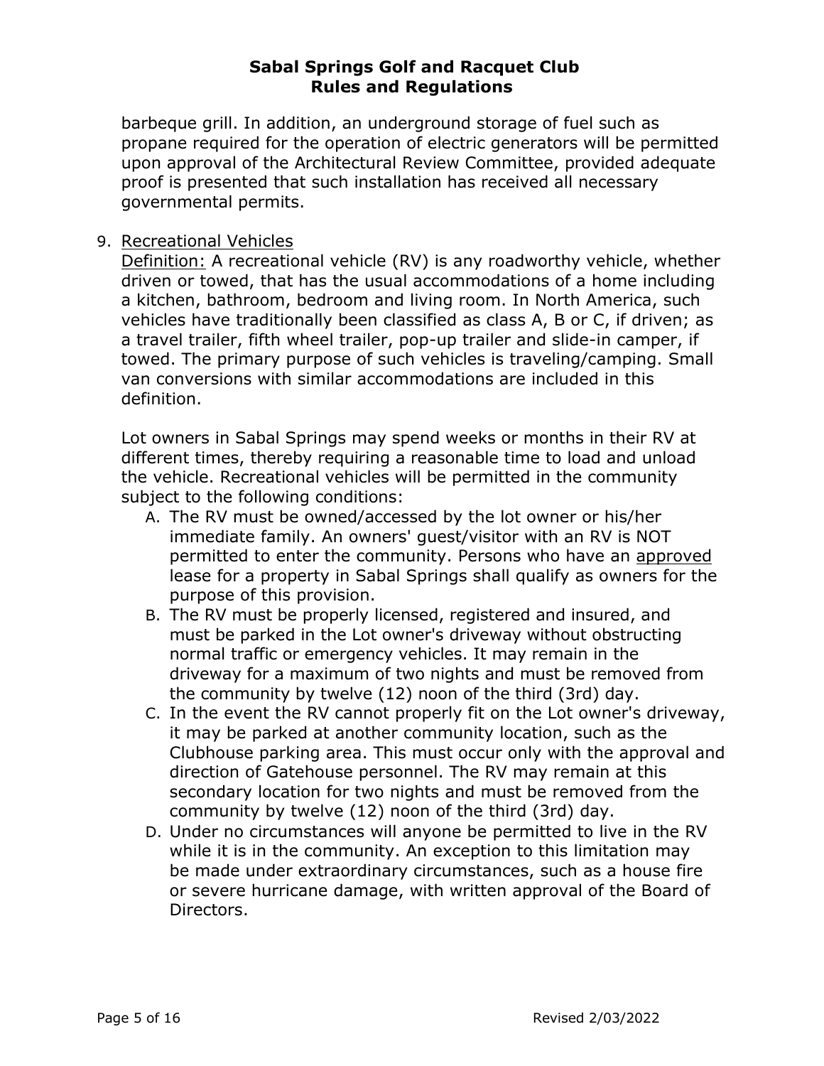barbeque grill. In addition, an underground storage of fuel such as propane required for the operation of electric generators will be permitted upon approval of the Architectural Review Committee, provided adequate proof is presented that such installation has received all necessary governmental permits.

9. Recreational Vehicles

   Definition: A recreational vehicle (RV) is any roadworthy vehicle, whether driven or towed, that has the usual accommodations of a home including a kitchen, bathroom, bedroom and living room. In North America, such vehicles have traditionally been classified as class A, B or C, if driven; as a travel trailer, fifth wheel trailer, pop-up trailer and slide-in camper, if towed. The primary purpose of such vehicles is traveling/camping. Small van conversions with similar accommodations are included in this definition.

   Lot owners in Sabal Springs may spend weeks or months in their RV at different times, thereby requiring a reasonable time to load and unload the vehicle. Recreational vehicles will be permitted in the community subject to the following conditions:

   A. The RV must be owned/accessed by the lot owner or his/her immediate family. An owners' guest/visitor with an RV is NOT permitted to enter the community. Persons who have an approved lease for a property in Sabal Springs shall qualify as owners for the purpose of this provision.
   B. The RV must be properly licensed, registered and insured, and must be parked in the Lot owner's driveway without obstructing normal traffic or emergency vehicles. It may remain in the driveway for a maximum of two nights and must be removed from the community by twelve (12) noon of the third (3rd) day.
   C. In the event the RV cannot properly fit on the Lot owner's driveway, it may be parked at another community location, such as the Clubhouse parking area. This must occur only with the approval and direction of Gatehouse personnel. The RV may remain at this secondary location for two nights and must be removed from the community by twelve (12) noon of the third (3rd) day.
   D. Under no circumstances will anyone be permitted to live in the RV while it is in the community. An exception to this limitation may be made under extraordinary circumstances, such as a house fire or severe hurricane damage, with written approval of the Board of Directors.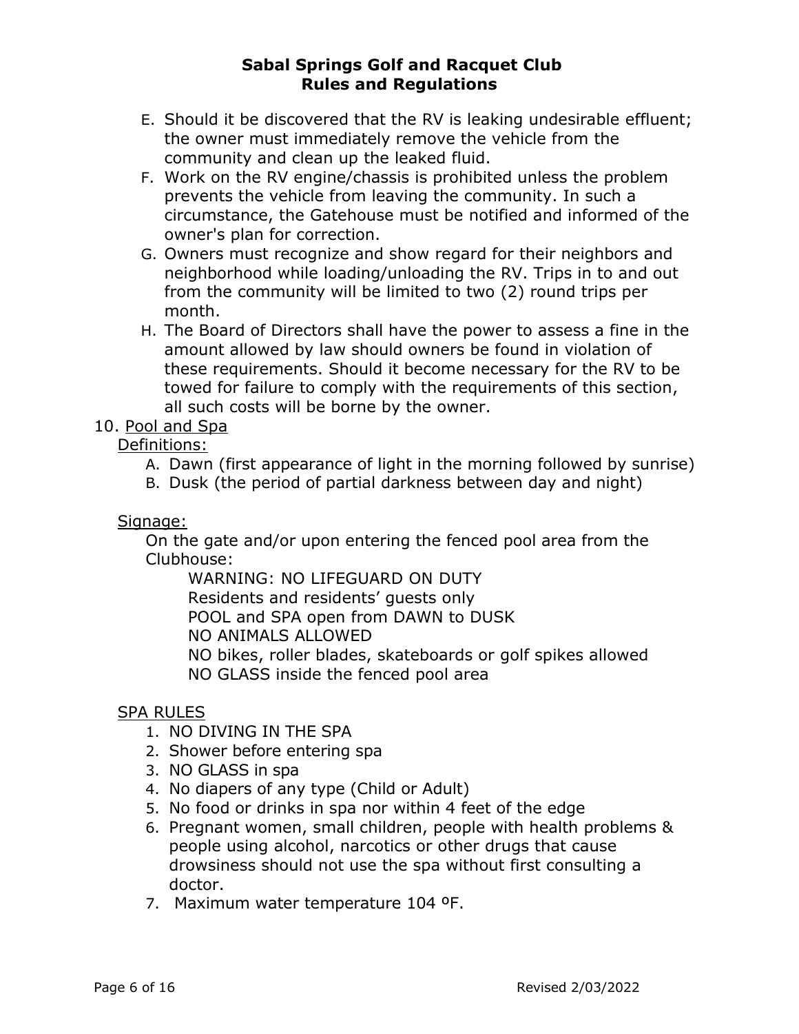E. Should it be discovered that the RV is leaking undesirable effluent; the owner must immediately remove the vehicle from the community and clean up the leaked fluid.

F. Work on the RV engine/chassis is prohibited unless the problem prevents the vehicle from leaving the community. In such a circumstance, the Gatehouse must be notified and informed of the owner's plan for correction.

G. Owners must recognize and show regard for their neighbors and neighborhood while loading/unloading the RV. Trips in to and out from the community will be limited to two (2) round trips per month.

H. The Board of Directors shall have the power to assess a fine in the amount allowed by law should owners be found in violation of these requirements. Should it become necessary for the RV to be towed for failure to comply with the requirements of this section, all such costs will be borne by the owner.

10. Pool and Spa

Definitions:

A. Dawn (first appearance of light in the morning followed by sunrise)
B. Dusk (the period of partial darkness between day and night)

Signage:

On the gate and/or upon entering the fenced pool area from the Clubhouse:

WARNING: NO LIFEGUARD ON DUTY
Residents and residents' guests only
POOL and SPA open from DAWN to DUSK
NO ANIMALS ALLOWED
NO bikes, roller blades, skateboards or golf spikes allowed
NO GLASS inside the fenced pool area

SPA RULES

1. NO DIVING IN THE SPA
2. Shower before entering spa
3. NO GLASS in spa
4. No diapers of any type (Child or Adult)
5. No food or drinks in spa nor within 4 feet of the edge
6. Pregnant women, small children, people with health problems & people using alcohol, narcotics or other drugs that cause drowsiness should not use the spa without first consulting a doctor.
7. Maximum water temperature 104 ºF.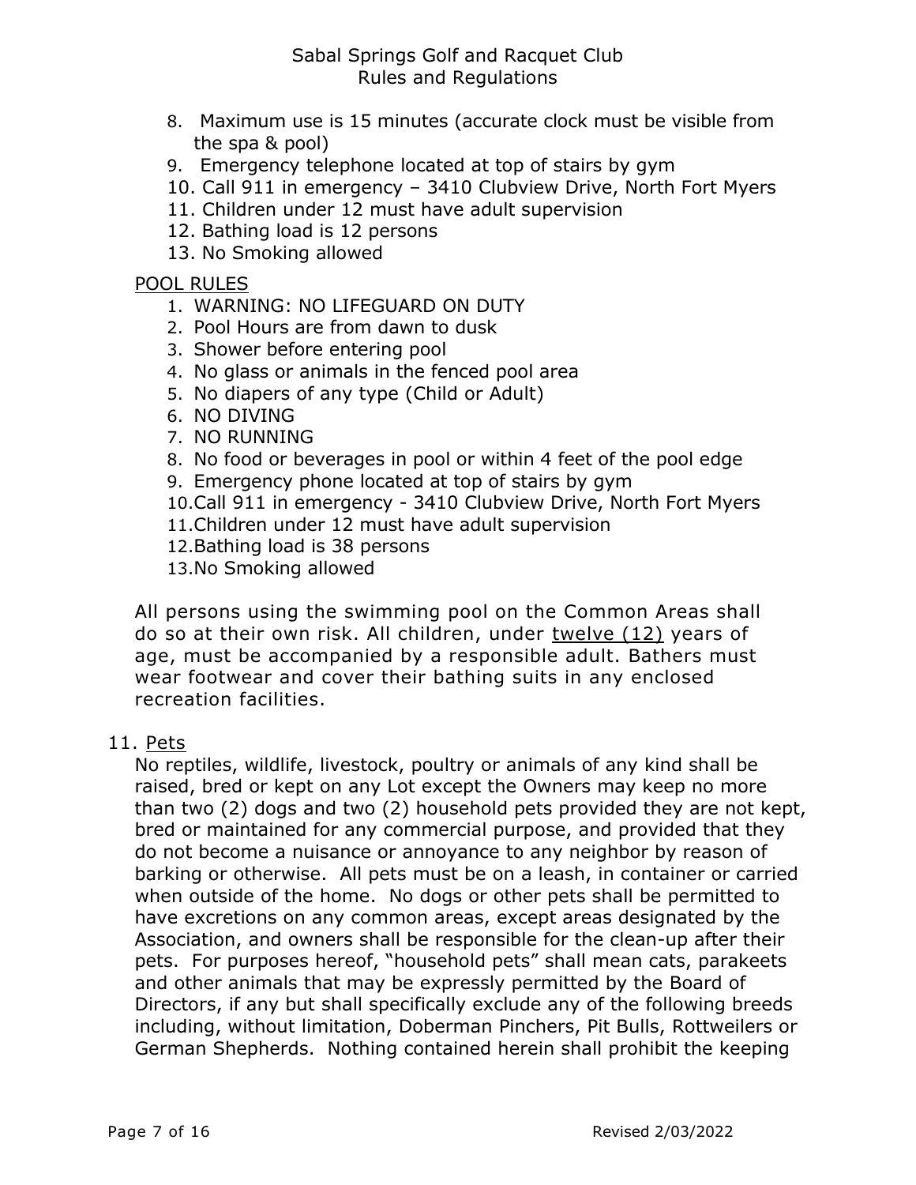8. Maximum use is 15 minutes (accurate clock must be visible from the spa & pool)
9. Emergency telephone located at top of stairs by gym
10. Call 911 in emergency – 3410 Clubview Drive, North Fort Myers
11. Children under 12 must have adult supervision
12. Bathing load is 12 persons
13. No Smoking allowed

<u>POOL RULES</u>

1. WARNING: NO LIFEGUARD ON DUTY
2. Pool Hours are from dawn to dusk
3. Shower before entering pool
4. No glass or animals in the fenced pool area
5. No diapers of any type (Child or Adult)
6. NO DIVING
7. NO RUNNING
8. No food or beverages in pool or within 4 feet of the pool edge
9. Emergency phone located at top of stairs by gym
10. Call 911 in emergency - 3410 Clubview Drive, North Fort Myers
11. Children under 12 must have adult supervision
12. Bathing load is 38 persons
13. No Smoking allowed

All persons using the swimming pool on the Common Areas shall do so at their own risk. All children, under <u>twelve (12)</u> years of age, must be accompanied by a responsible adult. Bathers must wear footwear and cover their bathing suits in any enclosed recreation facilities.

11. <u>Pets</u>

No reptiles, wildlife, livestock, poultry or animals of any kind shall be raised, bred or kept on any Lot except the Owners may keep no more than two (2) dogs and two (2) household pets provided they are not kept, bred or maintained for any commercial purpose, and provided that they do not become a nuisance or annoyance to any neighbor by reason of barking or otherwise. All pets must be on a leash, in container or carried when outside of the home. No dogs or other pets shall be permitted to have excretions on any common areas, except areas designated by the Association, and owners shall be responsible for the clean-up after their pets. For purposes hereof, "household pets" shall mean cats, parakeets and other animals that may be expressly permitted by the Board of Directors, if any but shall specifically exclude any of the following breeds including, without limitation, Doberman Pinchers, Pit Bulls, Rottweilers or German Shepherds. Nothing contained herein shall prohibit the keeping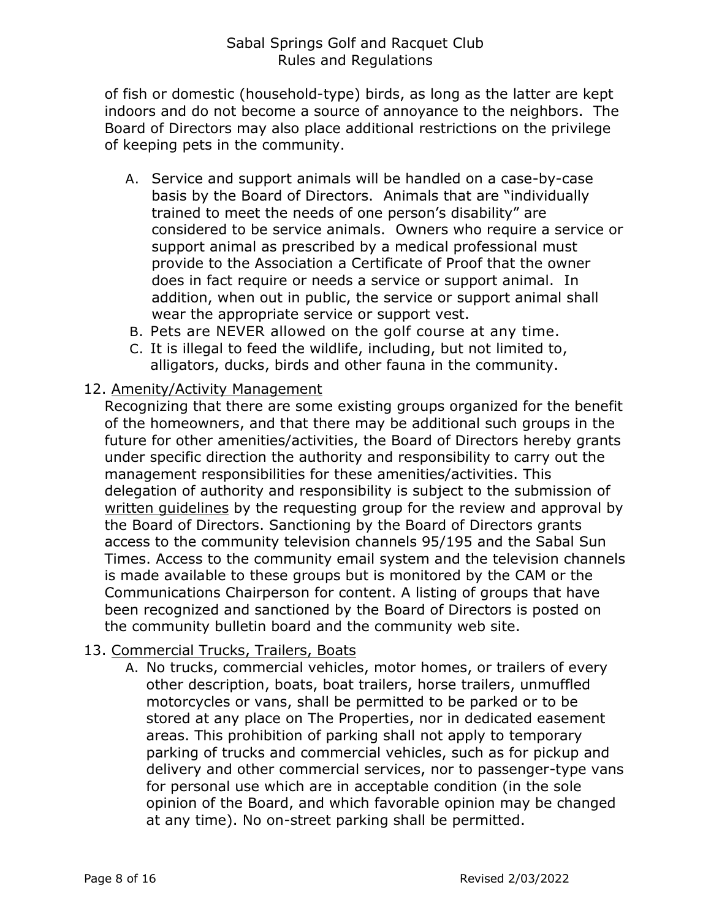of fish or domestic (household-type) birds, as long as the latter are kept indoors and do not become a source of annoyance to the neighbors. The Board of Directors may also place additional restrictions on the privilege of keeping pets in the community.

A. Service and support animals will be handled on a case-by-case basis by the Board of Directors. Animals that are "individually trained to meet the needs of one person's disability" are considered to be service animals. Owners who require a service or support animal as prescribed by a medical professional must provide to the Association a Certificate of Proof that the owner does in fact require or needs a service or support animal. In addition, when out in public, the service or support animal shall wear the appropriate service or support vest.

B. Pets are NEVER allowed on the golf course at any time.

C. It is illegal to feed the wildlife, including, but not limited to, alligators, ducks, birds and other fauna in the community.

12. <u>Amenity/Activity Management</u>

Recognizing that there are some existing groups organized for the benefit of the homeowners, and that there may be additional such groups in the future for other amenities/activities, the Board of Directors hereby grants under specific direction the authority and responsibility to carry out the management responsibilities for these amenities/activities. This delegation of authority and responsibility is subject to the submission of <u>written guidelines</u> by the requesting group for the review and approval by the Board of Directors. Sanctioning by the Board of Directors grants access to the community television channels 95/195 and the Sabal Sun Times. Access to the community email system and the television channels is made available to these groups but is monitored by the CAM or the Communications Chairperson for content. A listing of groups that have been recognized and sanctioned by the Board of Directors is posted on the community bulletin board and the community web site.

13. <u>Commercial Trucks, Trailers, Boats</u>

A. No trucks, commercial vehicles, motor homes, or trailers of every other description, boats, boat trailers, horse trailers, unmuffled motorcycles or vans, shall be permitted to be parked or to be stored at any place on The Properties, nor in dedicated easement areas. This prohibition of parking shall not apply to temporary parking of trucks and commercial vehicles, such as for pickup and delivery and other commercial services, nor to passenger-type vans for personal use which are in acceptable condition (in the sole opinion of the Board, and which favorable opinion may be changed at any time). No on-street parking shall be permitted.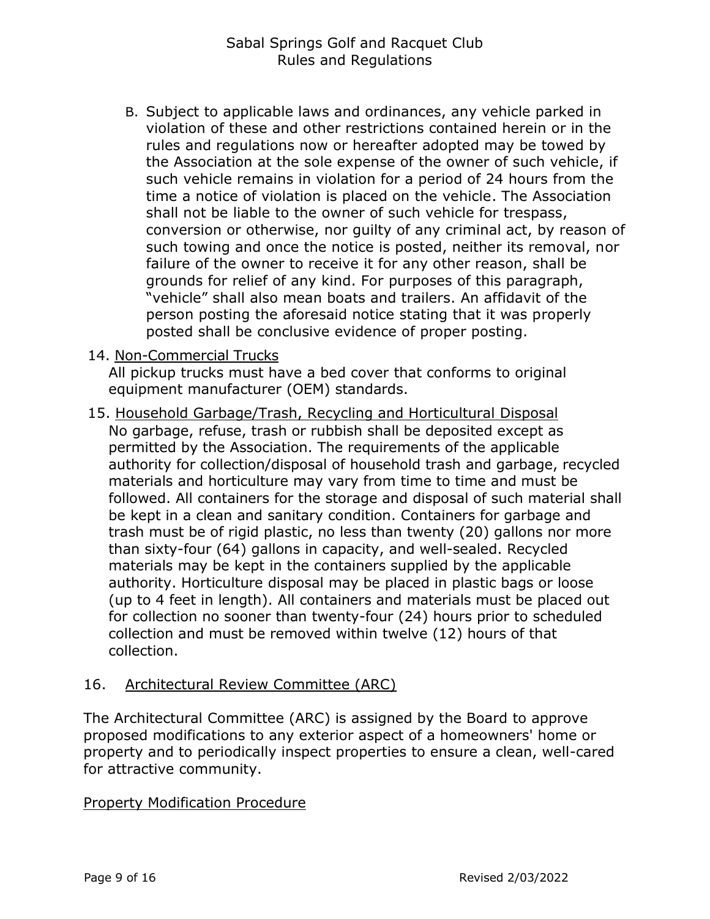B. Subject to applicable laws and ordinances, any vehicle parked in violation of these and other restrictions contained herein or in the rules and regulations now or hereafter adopted may be towed by the Association at the sole expense of the owner of such vehicle, if such vehicle remains in violation for a period of 24 hours from the time a notice of violation is placed on the vehicle. The Association shall not be liable to the owner of such vehicle for trespass, conversion or otherwise, nor guilty of any criminal act, by reason of such towing and once the notice is posted, neither its removal, nor failure of the owner to receive it for any other reason, shall be grounds for relief of any kind. For purposes of this paragraph, "vehicle" shall also mean boats and trailers. An affidavit of the person posting the aforesaid notice stating that it was properly posted shall be conclusive evidence of proper posting.

14. <u>Non-Commercial Trucks</u>
All pickup trucks must have a bed cover that conforms to original equipment manufacturer (OEM) standards.

15. <u>Household Garbage/Trash, Recycling and Horticultural Disposal</u>
No garbage, refuse, trash or rubbish shall be deposited except as permitted by the Association. The requirements of the applicable authority for collection/disposal of household trash and garbage, recycled materials and horticulture may vary from time to time and must be followed. All containers for the storage and disposal of such material shall be kept in a clean and sanitary condition. Containers for garbage and trash must be of rigid plastic, no less than twenty (20) gallons nor more than sixty-four (64) gallons in capacity, and well-sealed. Recycled materials may be kept in the containers supplied by the applicable authority. Horticulture disposal may be placed in plastic bags or loose (up to 4 feet in length). All containers and materials must be placed out for collection no sooner than twenty-four (24) hours prior to scheduled collection and must be removed within twelve (12) hours of that collection.

16. <u>Architectural Review Committee (ARC)</u>

The Architectural Committee (ARC) is assigned by the Board to approve proposed modifications to any exterior aspect of a homeowners' home or property and to periodically inspect properties to ensure a clean, well-cared for attractive community.

<u>Property Modification Procedure</u>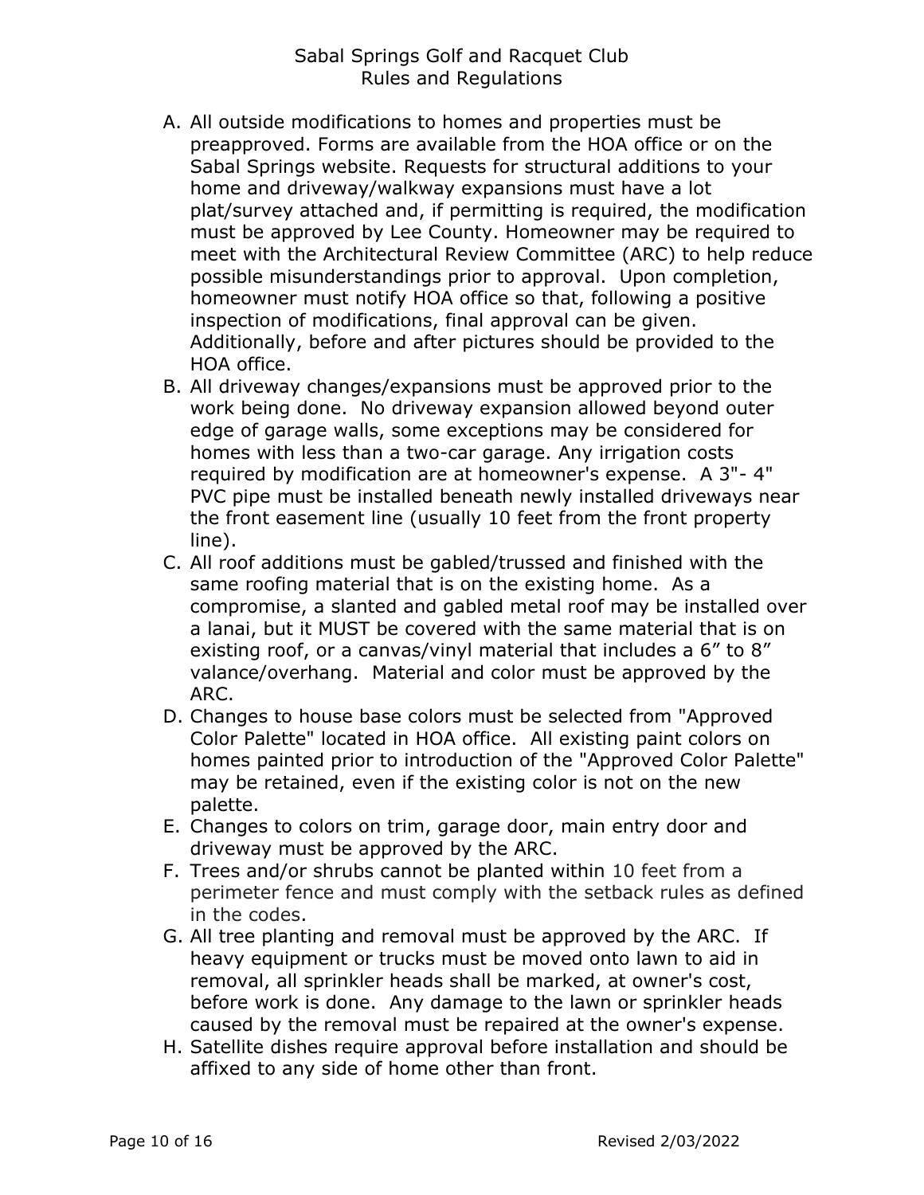A. All outside modifications to homes and properties must be preapproved. Forms are available from the HOA office or on the Sabal Springs website. Requests for structural additions to your home and driveway/walkway expansions must have a lot plat/survey attached and, if permitting is required, the modification must be approved by Lee County. Homeowner may be required to meet with the Architectural Review Committee (ARC) to help reduce possible misunderstandings prior to approval. Upon completion, homeowner must notify HOA office so that, following a positive inspection of modifications, final approval can be given. Additionally, before and after pictures should be provided to the HOA office.
B. All driveway changes/expansions must be approved prior to the work being done. No driveway expansion allowed beyond outer edge of garage walls, some exceptions may be considered for homes with less than a two-car garage. Any irrigation costs required by modification are at homeowner's expense. A 3"- 4" PVC pipe must be installed beneath newly installed driveways near the front easement line (usually 10 feet from the front property line).
C. All roof additions must be gabled/trussed and finished with the same roofing material that is on the existing home. As a compromise, a slanted and gabled metal roof may be installed over a lanai, but it MUST be covered with the same material that is on existing roof, or a canvas/vinyl material that includes a 6” to 8” valance/overhang. Material and color must be approved by the ARC.
D. Changes to house base colors must be selected from "Approved Color Palette" located in HOA office. All existing paint colors on homes painted prior to introduction of the "Approved Color Palette" may be retained, even if the existing color is not on the new palette.
E. Changes to colors on trim, garage door, main entry door and driveway must be approved by the ARC.
F. Trees and/or shrubs cannot be planted within 10 feet from a perimeter fence and must comply with the setback rules as defined in the codes.
G. All tree planting and removal must be approved by the ARC. If heavy equipment or trucks must be moved onto lawn to aid in removal, all sprinkler heads shall be marked, at owner's cost, before work is done. Any damage to the lawn or sprinkler heads caused by the removal must be repaired at the owner's expense.
H. Satellite dishes require approval before installation and should be affixed to any side of home other than front.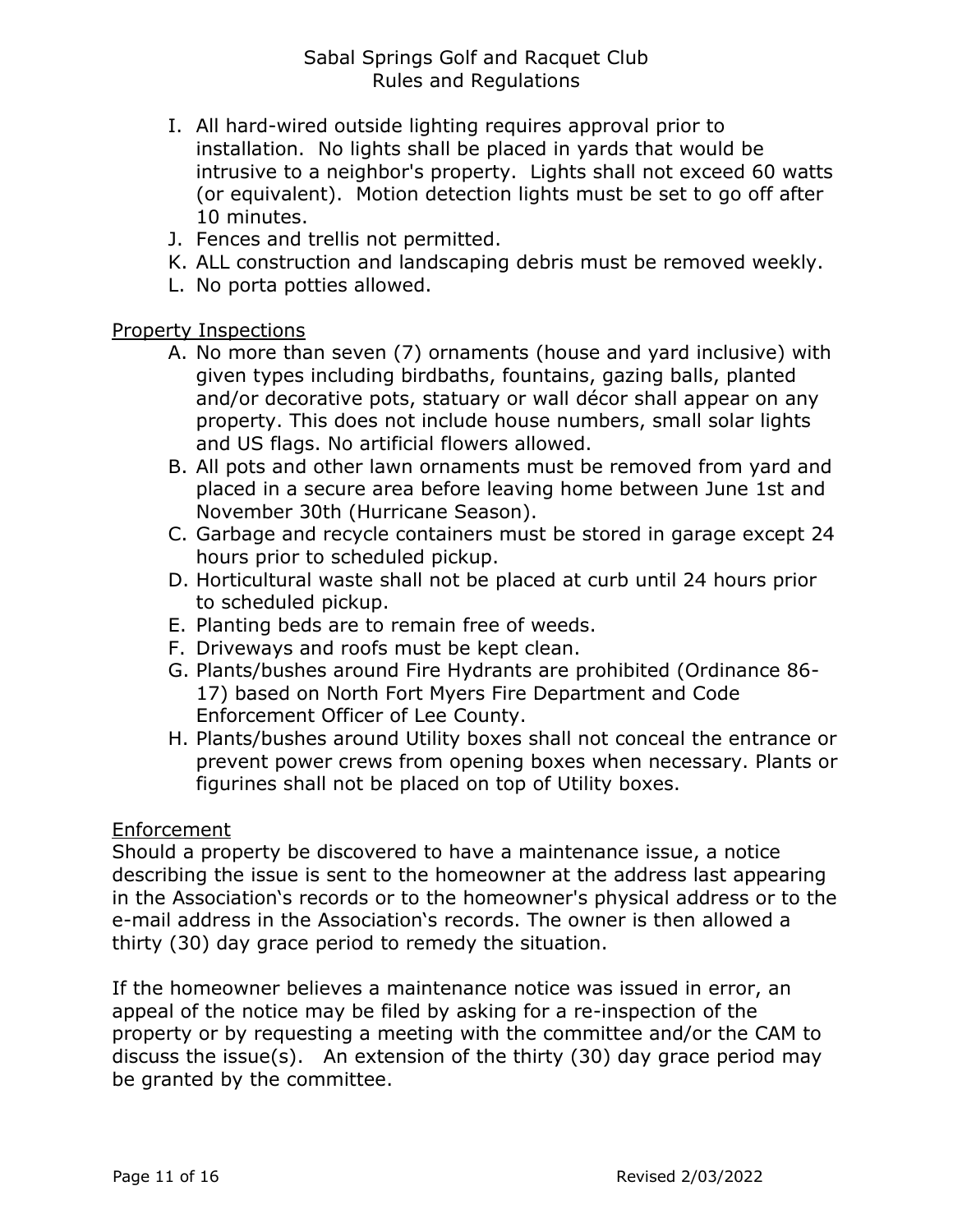I. All hard-wired outside lighting requires approval prior to installation. No lights shall be placed in yards that would be intrusive to a neighbor's property. Lights shall not exceed 60 watts (or equivalent). Motion detection lights must be set to go off after 10 minutes.
J. Fences and trellis not permitted.
K. ALL construction and landscaping debris must be removed weekly.
L. No porta potties allowed.

<u>Property Inspections</u>

A. No more than seven (7) ornaments (house and yard inclusive) with given types including birdbaths, fountains, gazing balls, planted and/or decorative pots, statuary or wall décor shall appear on any property. This does not include house numbers, small solar lights and US flags. No artificial flowers allowed.
B. All pots and other lawn ornaments must be removed from yard and placed in a secure area before leaving home between June 1st and November 30th (Hurricane Season).
C. Garbage and recycle containers must be stored in garage except 24 hours prior to scheduled pickup.
D. Horticultural waste shall not be placed at curb until 24 hours prior to scheduled pickup.
E. Planting beds are to remain free of weeds.
F. Driveways and roofs must be kept clean.
G. Plants/bushes around Fire Hydrants are prohibited (Ordinance 86-17) based on North Fort Myers Fire Department and Code Enforcement Officer of Lee County.
H. Plants/bushes around Utility boxes shall not conceal the entrance or prevent power crews from opening boxes when necessary. Plants or figurines shall not be placed on top of Utility boxes.

<u>Enforcement</u>

Should a property be discovered to have a maintenance issue, a notice describing the issue is sent to the homeowner at the address last appearing in the Association's records or to the homeowner's physical address or to the e-mail address in the Association's records. The owner is then allowed a thirty (30) day grace period to remedy the situation.

If the homeowner believes a maintenance notice was issued in error, an appeal of the notice may be filed by asking for a re-inspection of the property or by requesting a meeting with the committee and/or the CAM to discuss the issue(s). An extension of the thirty (30) day grace period may be granted by the committee.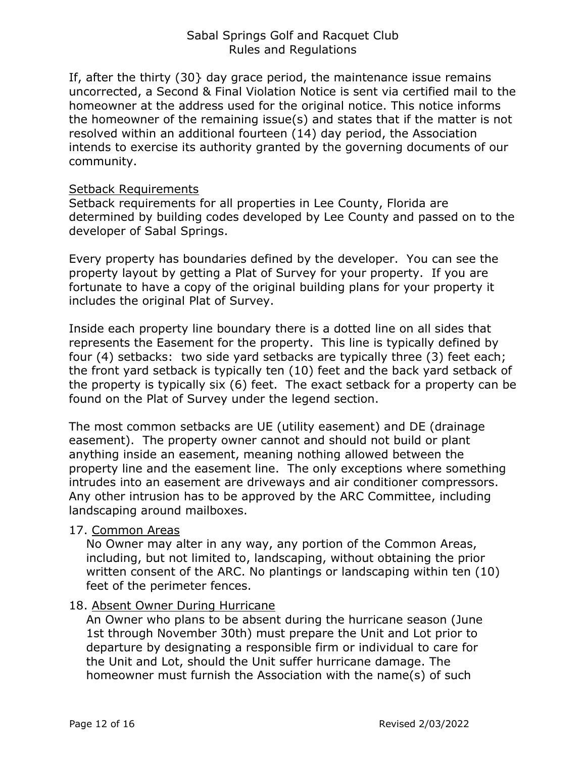If, after the thirty (30} day grace period, the maintenance issue remains uncorrected, a Second & Final Violation Notice is sent via certified mail to the homeowner at the address used for the original notice. This notice informs the homeowner of the remaining issue(s) and states that if the matter is not resolved within an additional fourteen (14) day period, the Association intends to exercise its authority granted by the governing documents of our community.

<u>Setback Requirements</u>

Setback requirements for all properties in Lee County, Florida are determined by building codes developed by Lee County and passed on to the developer of Sabal Springs.

Every property has boundaries defined by the developer. You can see the property layout by getting a Plat of Survey for your property. If you are fortunate to have a copy of the original building plans for your property it includes the original Plat of Survey.

Inside each property line boundary there is a dotted line on all sides that represents the Easement for the property. This line is typically defined by four (4) setbacks: two side yard setbacks are typically three (3) feet each; the front yard setback is typically ten (10) feet and the back yard setback of the property is typically six (6) feet. The exact setback for a property can be found on the Plat of Survey under the legend section.

The most common setbacks are UE (utility easement) and DE (drainage easement). The property owner cannot and should not build or plant anything inside an easement, meaning nothing allowed between the property line and the easement line. The only exceptions where something intrudes into an easement are driveways and air conditioner compressors. Any other intrusion has to be approved by the ARC Committee, including landscaping around mailboxes.

17. <u>Common Areas</u>

    No Owner may alter in any way, any portion of the Common Areas, including, but not limited to, landscaping, without obtaining the prior written consent of the ARC. No plantings or landscaping within ten (10) feet of the perimeter fences.

18. <u>Absent Owner During Hurricane</u>

    An Owner who plans to be absent during the hurricane season (June 1st through November 30th) must prepare the Unit and Lot prior to departure by designating a responsible firm or individual to care for the Unit and Lot, should the Unit suffer hurricane damage. The homeowner must furnish the Association with the name(s) of such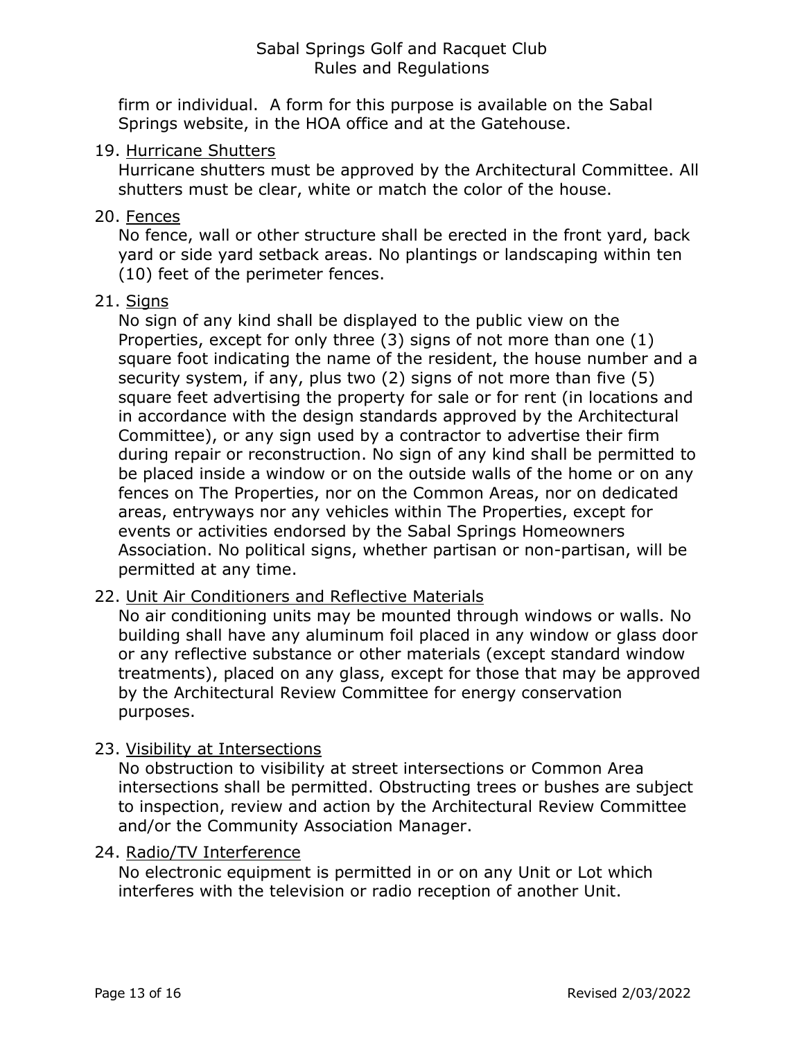firm or individual. A form for this purpose is available on the Sabal Springs website, in the HOA office and at the Gatehouse.

19. Hurricane Shutters

    Hurricane shutters must be approved by the Architectural Committee. All shutters must be clear, white or match the color of the house.

20. Fences

    No fence, wall or other structure shall be erected in the front yard, back yard or side yard setback areas. No plantings or landscaping within ten (10) feet of the perimeter fences.

21. Signs

    No sign of any kind shall be displayed to the public view on the Properties, except for only three (3) signs of not more than one (1) square foot indicating the name of the resident, the house number and a security system, if any, plus two (2) signs of not more than five (5) square feet advertising the property for sale or for rent (in locations and in accordance with the design standards approved by the Architectural Committee), or any sign used by a contractor to advertise their firm during repair or reconstruction. No sign of any kind shall be permitted to be placed inside a window or on the outside walls of the home or on any fences on The Properties, nor on the Common Areas, nor on dedicated areas, entryways nor any vehicles within The Properties, except for events or activities endorsed by the Sabal Springs Homeowners Association. No political signs, whether partisan or non-partisan, will be permitted at any time.

22. Unit Air Conditioners and Reflective Materials

    No air conditioning units may be mounted through windows or walls. No building shall have any aluminum foil placed in any window or glass door or any reflective substance or other materials (except standard window treatments), placed on any glass, except for those that may be approved by the Architectural Review Committee for energy conservation purposes.

23. Visibility at Intersections

    No obstruction to visibility at street intersections or Common Area intersections shall be permitted. Obstructing trees or bushes are subject to inspection, review and action by the Architectural Review Committee and/or the Community Association Manager.

24. Radio/TV Interference

    No electronic equipment is permitted in or on any Unit or Lot which interferes with the television or radio reception of another Unit.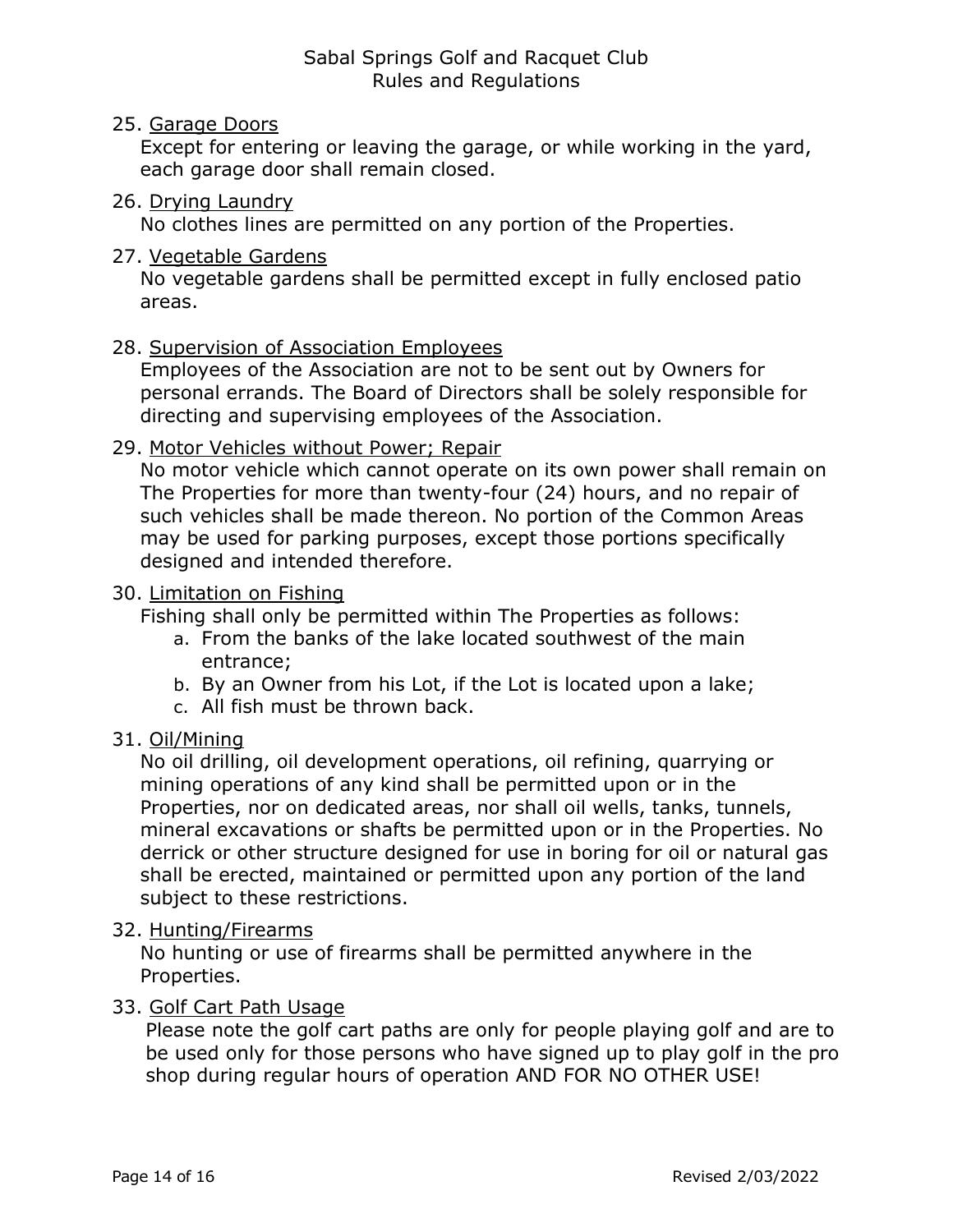25. Garage Doors

    Except for entering or leaving the garage, or while working in the yard, each garage door shall remain closed.

26. Drying Laundry

    No clothes lines are permitted on any portion of the Properties.

27. Vegetable Gardens

    No vegetable gardens shall be permitted except in fully enclosed patio areas.

28. Supervision of Association Employees

    Employees of the Association are not to be sent out by Owners for personal errands. The Board of Directors shall be solely responsible for directing and supervising employees of the Association.

29. Motor Vehicles without Power; Repair

    No motor vehicle which cannot operate on its own power shall remain on The Properties for more than twenty-four (24) hours, and no repair of such vehicles shall be made thereon. No portion of the Common Areas may be used for parking purposes, except those portions specifically designed and intended therefore.

30. Limitation on Fishing

    Fishing shall only be permitted within The Properties as follows:

    a. From the banks of the lake located southwest of the main entrance;
    b. By an Owner from his Lot, if the Lot is located upon a lake;
    c. All fish must be thrown back.

31. Oil/Mining

    No oil drilling, oil development operations, oil refining, quarrying or mining operations of any kind shall be permitted upon or in the Properties, nor on dedicated areas, nor shall oil wells, tanks, tunnels, mineral excavations or shafts be permitted upon or in the Properties. No derrick or other structure designed for use in boring for oil or natural gas shall be erected, maintained or permitted upon any portion of the land subject to these restrictions.

32. Hunting/Firearms

    No hunting or use of firearms shall be permitted anywhere in the Properties.

33. Golf Cart Path Usage

    Please note the golf cart paths are only for people playing golf and are to be used only for those persons who have signed up to play golf in the pro shop during regular hours of operation AND FOR NO OTHER USE!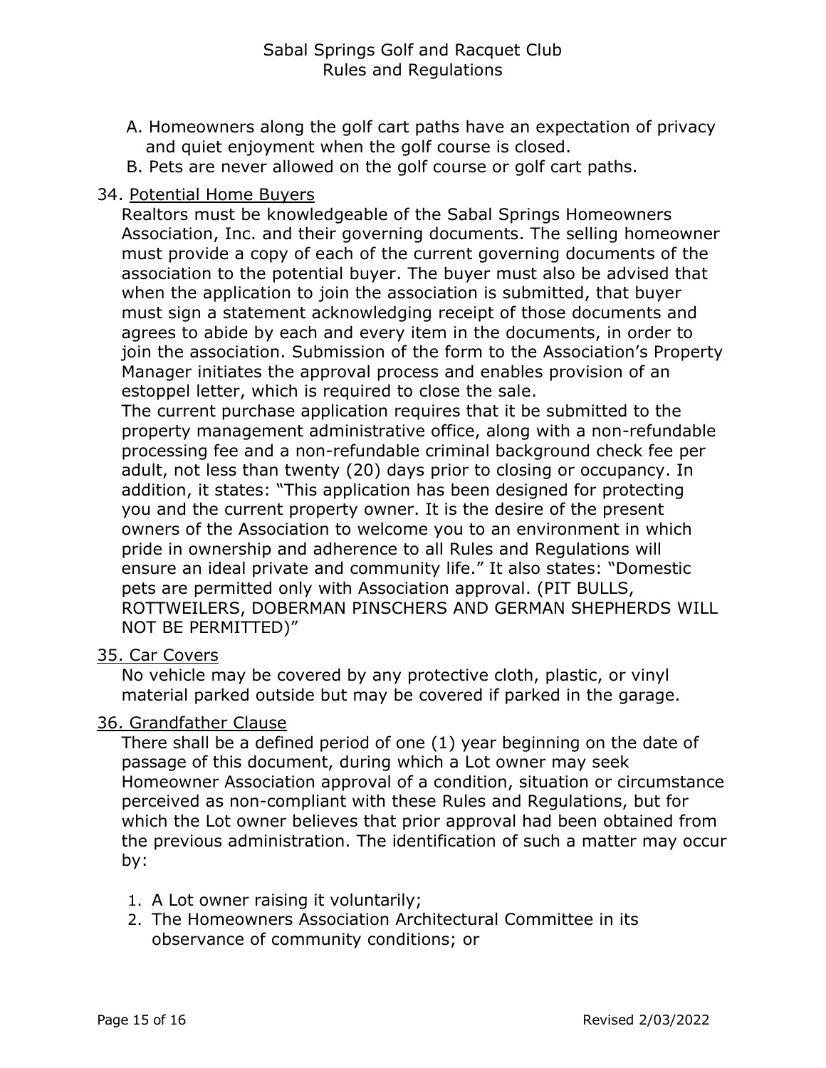A. Homeowners along the golf cart paths have an expectation of privacy and quiet enjoyment when the golf course is closed.
B. Pets are never allowed on the golf course or golf cart paths.

34. Potential Home Buyers

Realtors must be knowledgeable of the Sabal Springs Homeowners Association, Inc. and their governing documents. The selling homeowner must provide a copy of each of the current governing documents of the association to the potential buyer. The buyer must also be advised that when the application to join the association is submitted, that buyer must sign a statement acknowledging receipt of those documents and agrees to abide by each and every item in the documents, in order to join the association. Submission of the form to the Association's Property Manager initiates the approval process and enables provision of an estoppel letter, which is required to close the sale.
The current purchase application requires that it be submitted to the property management administrative office, along with a non-refundable processing fee and a non-refundable criminal background check fee per adult, not less than twenty (20) days prior to closing or occupancy. In addition, it states: "This application has been designed for protecting you and the current property owner. It is the desire of the present owners of the Association to welcome you to an environment in which pride in ownership and adherence to all Rules and Regulations will ensure an ideal private and community life." It also states: "Domestic pets are permitted only with Association approval. (PIT BULLS, ROTTWEILERS, DOBERMAN PINSCHERS AND GERMAN SHEPHERDS WILL NOT BE PERMITTED)"

35. Car Covers

No vehicle may be covered by any protective cloth, plastic, or vinyl material parked outside but may be covered if parked in the garage.

36. Grandfather Clause

There shall be a defined period of one (1) year beginning on the date of passage of this document, during which a Lot owner may seek Homeowner Association approval of a condition, situation or circumstance perceived as non-compliant with these Rules and Regulations, but for which the Lot owner believes that prior approval had been obtained from the previous administration. The identification of such a matter may occur by:

1. A Lot owner raising it voluntarily;
2. The Homeowners Association Architectural Committee in its observance of community conditions; or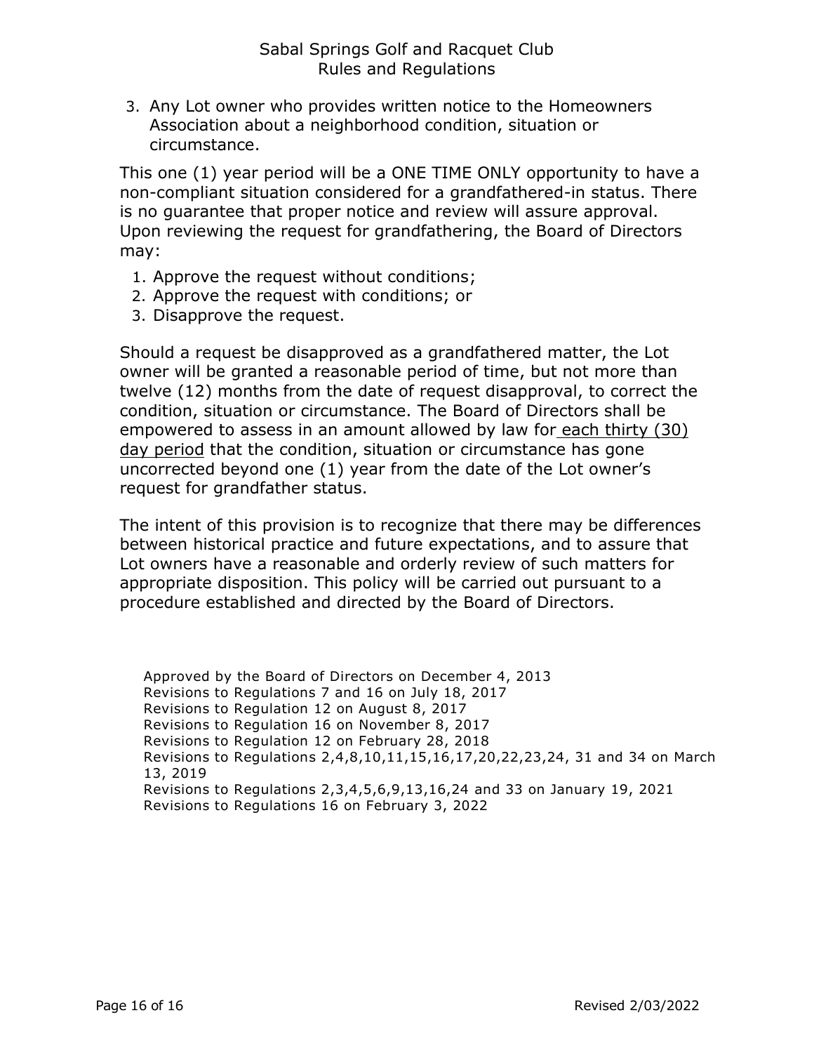3. Any Lot owner who provides written notice to the Homeowners Association about a neighborhood condition, situation or circumstance.

This one (1) year period will be a ONE TIME ONLY opportunity to have a non-compliant situation considered for a grandfathered-in status. There is no guarantee that proper notice and review will assure approval. Upon reviewing the request for grandfathering, the Board of Directors may:

1. Approve the request without conditions;
2. Approve the request with conditions; or
3. Disapprove the request.

Should a request be disapproved as a grandfathered matter, the Lot owner will be granted a reasonable period of time, but not more than twelve (12) months from the date of request disapproval, to correct the condition, situation or circumstance. The Board of Directors shall be empowered to assess in an amount allowed by law for <u>each thirty (30) day period</u> that the condition, situation or circumstance has gone uncorrected beyond one (1) year from the date of the Lot owner's request for grandfather status.

The intent of this provision is to recognize that there may be differences between historical practice and future expectations, and to assure that Lot owners have a reasonable and orderly review of such matters for appropriate disposition. This policy will be carried out pursuant to a procedure established and directed by the Board of Directors.

Approved by the Board of Directors on December 4, 2013
Revisions to Regulations 7 and 16 on July 18, 2017
Revisions to Regulation 12 on August 8, 2017
Revisions to Regulation 16 on November 8, 2017
Revisions to Regulation 12 on February 28, 2018
Revisions to Regulations 2,4,8,10,11,15,16,17,20,22,23,24, 31 and 34 on March 13, 2019
Revisions to Regulations 2,3,4,5,6,9,13,16,24 and 33 on January 19, 2021
Revisions to Regulations 16 on February 3, 2022